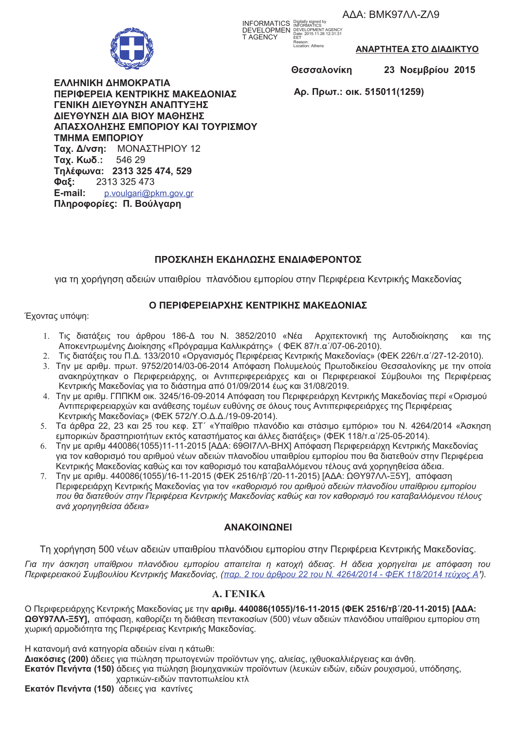ΑΔΑ: ΒΜΚ97ΛΛ-ΖΛ9

INFORMATICS DEVELOPMENT AGENCY
Digitally signed by INFORMATICS DEVELOPMENT AGENCY
Date: 2015.11.26 12:31:31 EET
Reason:
Location: Athens

**ΑΝΑΡΤΗΤΕΑ ΣΤΟ ΔΙΑΔΙΚΤΥΟ**

**Θεσσαλονίκη 23 Νοεμβρίου 2015**

**Αρ. Πρωτ.: οικ. 515011(1259)**

**ΕΛΛΗΝΙΚΗ ΔΗΜΟΚΡΑΤΙΑ**
**ΠΕΡΙΦΕΡΕΙΑ ΚΕΝΤΡΙΚΗΣ ΜΑΚΕΔΟΝΙΑΣ**
**ΓΕΝΙΚΗ ΔΙΕΥΘΥΝΣΗ ΑΝΑΠΤΥΞΗΣ**
**ΔΙΕΥΘΥΝΣΗ ΔΙΑ ΒΙΟΥ ΜΑΘΗΣΗΣ**
**ΑΠΑΣΧΟΛΗΣΗΣ ΕΜΠΟΡΙΟΥ ΚΑΙ ΤΟΥΡΙΣΜΟΥ**
**ΤΜΗΜΑ ΕΜΠΟΡΙΟΥ**
**Ταχ. Δ/νση:** ΜΟΝΑΣΤΗΡΙΟΥ 12
**Ταχ. Κωδ.:** 546 29
**Τηλέφωνα: 2313 325 474, 529**
**Φαξ:** 2313 325 473
**E-mail:** p.voulgari@pkm.gov.gr
**Πληροφορίες: Π. Βούλγαρη**

## ΠΡΟΣΚΛΗΣΗ ΕΚΔΗΛΩΣΗΣ ΕΝΔΙΑΦΕΡΟΝΤΟΣ

για τη χορήγηση αδειών υπαιθρίου πλανόδιου εμπορίου στην Περιφέρεια Κεντρικής Μακεδονίας

## Ο ΠΕΡΙΦΕΡΕΙΑΡΧΗΣ ΚΕΝΤΡΙΚΗΣ ΜΑΚΕΔΟΝΙΑΣ

Έχοντας υπόψη:

1. Τις διατάξεις του άρθρου 186-Δ του Ν. 3852/2010 «Νέα Αρχιτεκτονική της Αυτοδιοίκησης και της Αποκεντρωμένης Διοίκησης «Πρόγραμμα Καλλικράτης» ( ΦΕΚ 87/τ.α΄/07-06-2010).
2. Τις διατάξεις του Π.Δ. 133/2010 «Οργανισμός Περιφέρειας Κεντρικής Μακεδονίας» (ΦΕΚ 226/τ.α΄/27-12-2010).
3. Την με αριθμ. πρωτ. 9752/2014/03-06-2014 Απόφαση Πολυμελούς Πρωτοδικείου Θεσσαλονίκης με την οποία ανακηρύχτηκαν ο Περιφερειάρχης, οι Αντιπεριφερειάρχες και οι Περιφερειακοί Σύμβουλοι της Περιφέρειας Κεντρικής Μακεδονίας για το διάστημα από 01/09/2014 έως και 31/08/2019.
4. Την με αριθμ. ΓΠΠΚΜ οικ. 3245/16-09-2014 Απόφαση του Περιφερειάρχη Κεντρικής Μακεδονίας περί «Ορισμού Αντιπεριφερειαρχών και ανάθεσης τομέων ευθύνης σε όλους τους Αντιπεριφερειάρχες της Περιφέρειας Κεντρικής Μακεδονίας» (ΦΕΚ 572/Υ.Ο.Δ.Δ./19-09-2014).
5. Τα άρθρα 22, 23 και 25 του κεφ. ΣΤ΄ «Υπαίθριο πλανόδιο και στάσιμο εμπόριο» του Ν. 4264/2014 «Άσκηση εμπορικών δραστηριοτήτων εκτός καταστήματος και άλλες διατάξεις» (ΦΕΚ 118/τ.α΄/25-05-2014).
6. Την με αριθμ 440086(1055)11-11-2015 [ΑΔΑ: 69ΘΙ7ΛΛ-ΒΗΧ] Απόφαση Περιφερειάρχη Κεντρικής Μακεδονίας για τον καθορισμό του αριθμού νέων αδειών πλανοδίου υπαιθρίου εμπορίου που θα διατεθούν στην Περιφέρεια Κεντρικής Μακεδονίας καθώς και τον καθορισμό του καταβαλλόμενου τέλους ανά χορηγηθείσα άδεια.
7. Την με αριθμ. 440086(1055)/16-11-2015 (ΦΕΚ 2516/τβ΄/20-11-2015) [ΑΔΑ: ΩΘΥ97ΛΛ-Ξ5Υ], απόφαση Περιφερειάρχη Κεντρικής Μακεδονίας για τον *«καθορισμό του αριθμού αδειών πλανοδίου υπαίθριου εμπορίου που θα διατεθούν στην Περιφέρεια Κεντρικής Μακεδονίας καθώς και τον καθορισμό του καταβαλλόμενου τέλους ανά χορηγηθείσα άδεια»*

## ΑΝΑΚΟΙΝΩΝΕΙ

Τη χορήγηση 500 νέων αδειών υπαιθρίου πλανόδιου εμπορίου στην Περιφέρεια Κεντρικής Μακεδονίας.

*Για την άσκηση υπαίθριου πλανόδιου εμπορίου απαιτείται η κατοχή άδειας. Η άδεια χορηγείται με απόφαση του Περιφερειακού Συμβουλίου Κεντρικής Μακεδονίας, (παρ. 2 του άρθρου 22 του Ν. 4264/2014 - ΦΕΚ 118/2014 τεύχος Α').*

## Α. ΓΕΝΙΚΑ

Ο Περιφερειάρχης Κεντρικής Μακεδονίας με την **αριθμ. 440086(1055)/16-11-2015 (ΦΕΚ 2516/τβ΄/20-11-2015) [ΑΔΑ: ΩΘΥ97ΛΛ-Ξ5Υ],** απόφαση, καθορίζει τη διάθεση πεντακοσίων (500) νέων αδειών πλανόδιου υπαίθριου εμπορίου στη χωρική αρμοδιότητα της Περιφέρειας Κεντρικής Μακεδονίας.

Η κατανομή ανά κατηγορία αδειών είναι η κάτωθι:
**Διακόσιες (200)** άδειες για πώληση πρωτογενών προϊόντων γης, αλιείας, ιχθυοκαλλιέργειας και άνθη.
**Εκατόν Πενήντα (150)** άδειες για πώληση βιομηχανικών προϊόντων (λευκών ειδών, ειδών ρουχισμού, υπόδησης, χαρτικών-ειδών παντοπωλείου κτλ
**Εκατόν Πενήντα (150)** άδειες για καντίνες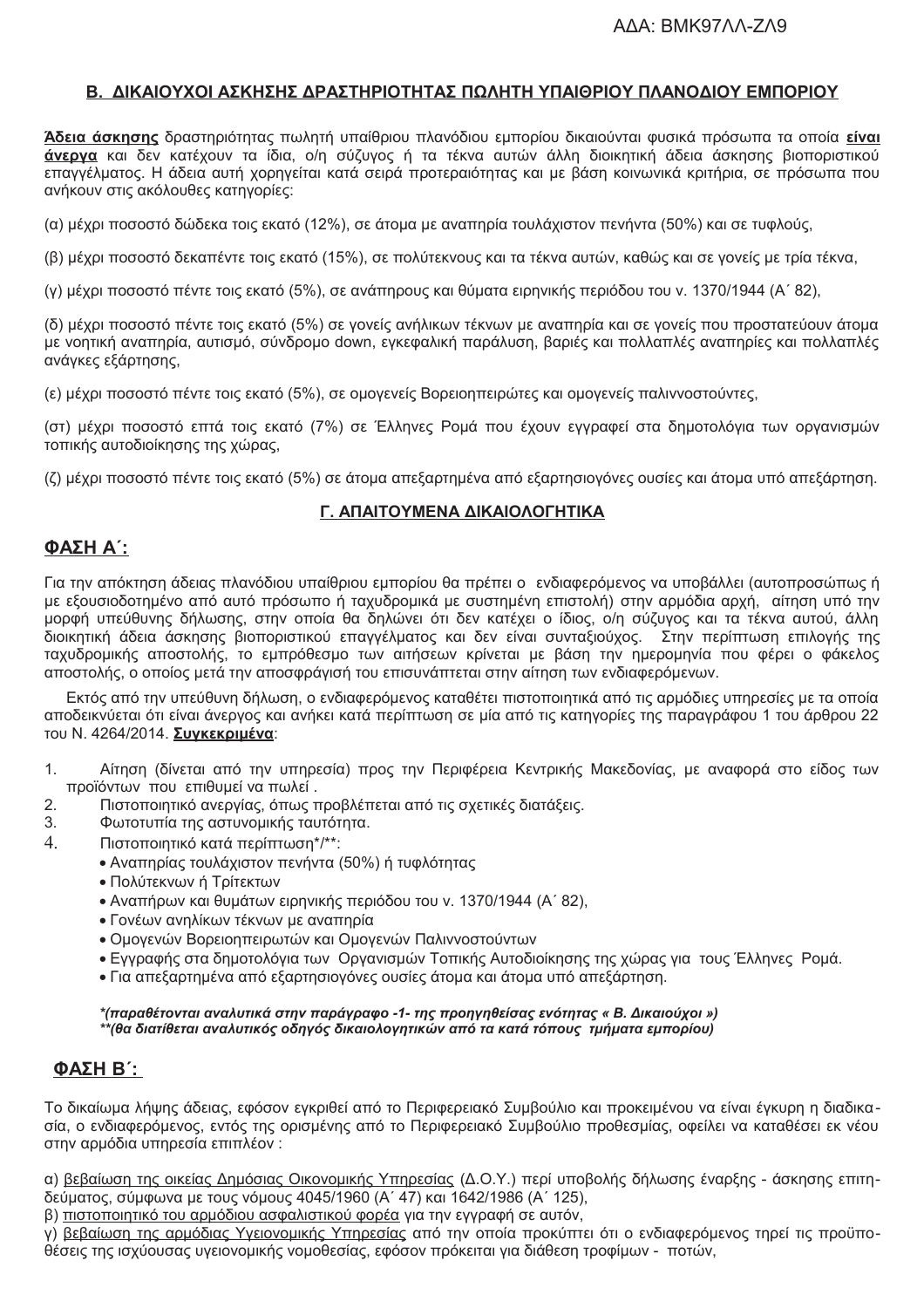## **Β. ΔΙΚΑΙΟΥΧΟΙ ΑΣΚΗΣΗΣ ΔΡΑΣΤΗΡΙΟΤΗΤΑΣ ΠΩΛΗΤΗ ΥΠΑΙΘΡΙΟΥ ΠΛΑΝΟΔΙΟΥ ΕΜΠΟΡΙΟΥ**

**Άδεια άσκησης** δραστηριότητας πωλητή υπαίθριου πλανόδιου εμπορίου δικαιούνται φυσικά πρόσωπα τα οποία **είναι άνεργα** και δεν κατέχουν τα ίδια, ο/η σύζυγος ή τα τέκνα αυτών άλλη διοικητική άδεια άσκησης βιοποριστικού επαγγέλματος. Η άδεια αυτή χορηγείται κατά σειρά προτεραιότητας και με βάση κοινωνικά κριτήρια, σε πρόσωπα που ανήκουν στις ακόλουθες κατηγορίες:

(α) μέχρι ποσοστό δώδεκα τοις εκατό (12%), σε άτομα με αναπηρία τουλάχιστον πενήντα (50%) και σε τυφλούς,

(β) μέχρι ποσοστό δεκαπέντε τοις εκατό (15%), σε πολύτεκνους και τα τέκνα αυτών, καθώς και σε γονείς με τρία τέκνα,

(γ) μέχρι ποσοστό πέντε τοις εκατό (5%), σε ανάπηρους και θύματα ειρηνικής περιόδου του ν. 1370/1944 (Α΄ 82),

(δ) μέχρι ποσοστό πέντε τοις εκατό (5%) σε γονείς ανήλικων τέκνων με αναπηρία και σε γονείς που προστατεύουν άτομα με νοητική αναπηρία, αυτισμό, σύνδρομο down, εγκεφαλική παράλυση, βαριές και πολλαπλές αναπηρίες και πολλαπλές ανάγκες εξάρτησης,

(ε) μέχρι ποσοστό πέντε τοις εκατό (5%), σε ομογενείς Βορειοηπειρώτες και ομογενείς παλιννοστούντες,

(στ) μέχρι ποσοστό επτά τοις εκατό (7%) σε Έλληνες Ρομά που έχουν εγγραφεί στα δημοτολόγια των οργανισμών τοπικής αυτοδιοίκησης της χώρας,

(ζ) μέχρι ποσοστό πέντε τοις εκατό (5%) σε άτομα απεξαρτημένα από εξαρτησιογόνες ουσίες και άτομα υπό απεξάρτηση.

## **Γ. ΑΠΑΙΤΟΥΜΕΝΑ ΔΙΚΑΙΟΛΟΓΗΤΙΚΑ**

### **ΦΑΣΗ Α΄:**

Για την απόκτηση άδειας πλανόδιου υπαίθριου εμπορίου θα πρέπει ο ενδιαφερόμενος να υποβάλλει (αυτοπροσώπως ή με εξουσιοδοτημένο από αυτό πρόσωπο ή ταχυδρομικά με συστημένη επιστολή) στην αρμόδια αρχή, αίτηση υπό την μορφή υπεύθυνης δήλωσης, στην οποία θα δηλώνει ότι δεν κατέχει ο ίδιος, ο/η σύζυγος και τα τέκνα αυτού, άλλη διοικητική άδεια άσκησης βιοποριστικού επαγγέλματος και δεν είναι συνταξιούχος. Στην περίπτωση επιλογής της ταχυδρομικής αποστολής, το εμπρόθεσμο των αιτήσεων κρίνεται με βάση την ημερομηνία που φέρει ο φάκελος αποστολής, ο οποίος μετά την αποσφράγισή του επισυνάπτεται στην αίτηση των ενδιαφερόμενων.

Εκτός από την υπεύθυνη δήλωση, ο ενδιαφερόμενος καταθέτει πιστοποιητικά από τις αρμόδιες υπηρεσίες με τα οποία αποδεικνύεται ότι είναι άνεργος και ανήκει κατά περίπτωση σε μία από τις κατηγορίες της παραγράφου 1 του άρθρου 22 του Ν. 4264/2014. **Συγκεκριμένα**:

1. Αίτηση (δίνεται από την υπηρεσία) προς την Περιφέρεια Κεντρικής Μακεδονίας, με αναφορά στο είδος των προϊόντων που επιθυμεί να πωλεί .
2. Πιστοποιητικό ανεργίας, όπως προβλέπεται από τις σχετικές διατάξεις.
3. Φωτοτυπία της αστυνομικής ταυτότητα.
4. Πιστοποιητικό κατά περίπτωση*/**:
   - Αναπηρίας τουλάχιστον πενήντα (50%) ή τυφλότητας
   - Πολύτεκνων ή Τρίτεκτων
   - Αναπήρων και θυμάτων ειρηνικής περιόδου του ν. 1370/1944 (Α΄ 82),
   - Γονέων ανηλίκων τέκνων με αναπηρία
   - Ομογενών Βορειοηπειρωτών και Ομογενών Παλιννοστούντων
   - Εγγραφής στα δημοτολόγια των Οργανισμών Τοπικής Αυτοδιοίκησης της χώρας για τους Έλληνες Ρομά.
   - Για απεξαρτημένα από εξαρτησιογόνες ουσίες άτομα και άτομα υπό απεξάρτηση.

***(παραθέτονται αναλυτικά στην παράγραφο -1- της προηγηθείσας ενότητας « Β. Δικαιούχοι »)***
***\*\*(θα διατίθεται αναλυτικός οδηγός δικαιολογητικών από τα κατά τόπους τμήματα εμπορίου)***

### **ΦΑΣΗ Β΄:**

Το δικαίωμα λήψης άδειας, εφόσον εγκριθεί από το Περιφερειακό Συμβούλιο και προκειμένου να είναι έγκυρη η διαδικασία, ο ενδιαφερόμενος, εντός της ορισμένης από το Περιφερειακό Συμβούλιο προθεσμίας, οφείλει να καταθέσει εκ νέου στην αρμόδια υπηρεσία επιπλέον :

α) βεβαίωση της οικείας Δημόσιας Οικονομικής Υπηρεσίας (Δ.Ο.Υ.) περί υποβολής δήλωσης έναρξης - άσκησης επιτηδεύματος, σύμφωνα με τους νόμους 4045/1960 (Α΄ 47) και 1642/1986 (Α΄ 125),
β) πιστοποιητικό του αρμόδιου ασφαλιστικού φορέα για την εγγραφή σε αυτόν,
γ) βεβαίωση της αρμόδιας Υγειονομικής Υπηρεσίας από την οποία προκύπτει ότι ο ενδιαφερόμενος τηρεί τις προϋποθέσεις της ισχύουσας υγειονομικής νομοθεσίας, εφόσον πρόκειται για διάθεση τροφίμων - ποτών,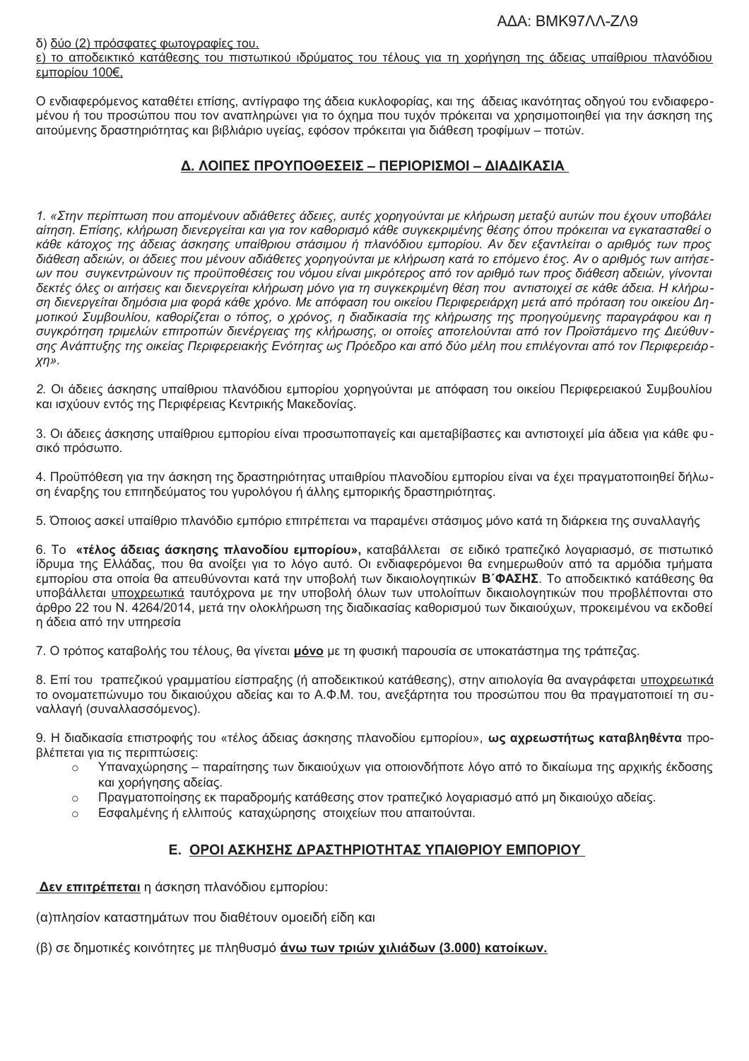δ) <u>δύο (2) πρόσφατες φωτογραφίες του.</u>
ε) <u>το αποδεικτικό κατάθεσης του πιστωτικού ιδρύματος του τέλους για τη χορήγηση της άδειας υπαίθριου πλανόδιου εμπορίου 100€,</u>

Ο ενδιαφερόμενος καταθέτει επίσης, αντίγραφο της άδεια κυκλοφορίας, και της άδειας ικανότητας οδηγού του ενδιαφερομένου ή του προσώπου που τον αναπληρώνει για το όχημα που τυχόν πρόκειται να χρησιμοποιηθεί για την άσκηση της αιτούμενης δραστηριότητας και βιβλιάριο υγείας, εφόσον πρόκειται για διάθεση τροφίμων – ποτών.

## Δ. ΛΟΙΠΕΣ ΠΡΟΥΠΟΘΕΣΕΙΣ – ΠΕΡΙΟΡΙΣΜΟΙ – ΔΙΑΔΙΚΑΣΙΑ

*1. «Στην περίπτωση που απομένουν αδιάθετες άδειες, αυτές χορηγούνται με κλήρωση μεταξύ αυτών που έχουν υποβάλει αίτηση. Επίσης, κλήρωση διενεργείται και για τον καθορισμό κάθε συγκεκριμένης θέσης όπου πρόκειται να εγκατασταθεί ο κάθε κάτοχος της άδειας άσκησης υπαίθριου στάσιμου ή πλανόδιου εμπορίου. Αν δεν εξαντλείται ο αριθμός των προς διάθεση αδειών, οι άδειες που μένουν αδιάθετες χορηγούνται με κλήρωση κατά το επόμενο έτος. Αν ο αριθμός των αιτήσεων που συγκεντρώνουν τις προϋποθέσεις του νόμου είναι μικρότερος από τον αριθμό των προς διάθεση αδειών, γίνονται δεκτές όλες οι αιτήσεις και διενεργείται κλήρωση μόνο για τη συγκεκριμένη θέση που αντιστοιχεί σε κάθε άδεια. Η κλήρωση διενεργείται δημόσια μια φορά κάθε χρόνο. Με απόφαση του οικείου Περιφερειάρχη μετά από πρόταση του οικείου Δημοτικού Συμβουλίου, καθορίζεται ο τόπος, ο χρόνος, η διαδικασία της κλήρωσης της προηγούμενης παραγράφου και η συγκρότηση τριμελών επιτροπών διενέργειας της κλήρωσης, οι οποίες αποτελούνται από τον Προϊστάμενο της Διεύθυνσης Ανάπτυξης της οικείας Περιφερειακής Ενότητας ως Πρόεδρο και από δύο μέλη που επιλέγονται από τον Περιφερειάρχη».*

2. Οι άδειες άσκησης υπαίθριου πλανόδιου εμπορίου χορηγούνται με απόφαση του οικείου Περιφερειακού Συμβουλίου και ισχύουν εντός της Περιφέρειας Κεντρικής Μακεδονίας.

3. Οι άδειες άσκησης υπαίθριου εμπορίου είναι προσωποπαγείς και αμεταβίβαστες και αντιστοιχεί μία άδεια για κάθε φυσικό πρόσωπο.

4. Προϋπόθεση για την άσκηση της δραστηριότητας υπαιθρίου πλανοδίου εμπορίου είναι να έχει πραγματοποιηθεί δήλωση έναρξης του επιτηδεύματος του γυρολόγου ή άλλης εμπορικής δραστηριότητας.

5. Όποιος ασκεί υπαίθριο πλανόδιο εμπόριο επιτρέπεται να παραμένει στάσιμος μόνο κατά τη διάρκεια της συναλλαγής

6. Το **«τέλος άδειας άσκησης πλανοδίου εμπορίου»,** καταβάλλεται σε ειδικό τραπεζικό λογαριασμό, σε πιστωτικό ίδρυμα της Ελλάδας, που θα ανοίξει για το λόγο αυτό. Οι ενδιαφερόμενοι θα ενημερωθούν από τα αρμόδια τμήματα εμπορίου στα οποία θα απευθύνονται κατά την υποβολή των δικαιολογητικών **Β΄ΦΑΣΗΣ**. Το αποδεικτικό κατάθεσης θα υποβάλλεται <u>υποχρεωτικά</u> ταυτόχρονα με την υποβολή όλων των υπολοίπων δικαιολογητικών που προβλέπονται στο άρθρο 22 του Ν. 4264/2014, μετά την ολοκλήρωση της διαδικασίας καθορισμού των δικαιούχων, προκειμένου να εκδοθεί η άδεια από την υπηρεσία

7. Ο τρόπος καταβολής του τέλους, θα γίνεται <u>**μόνο**</u> με τη φυσική παρουσία σε υποκατάστημα της τράπεζας.

8. Επί του τραπεζικού γραμματίου είσπραξης (ή αποδεικτικού κατάθεσης), στην αιτιολογία θα αναγράφεται <u>υποχρεωτικά</u> το ονοματεπώνυμο του δικαιούχου αδείας και το Α.Φ.Μ. του, ανεξάρτητα του προσώπου που θα πραγματοποιεί τη συναλλαγή (συναλλασσόμενος).

9. Η διαδικασία επιστροφής του «τέλος άδειας άσκησης πλανοδίου εμπορίου», **ως αχρεωστήτως καταβληθέντα** προβλέπεται για τις περιπτώσεις:

- Υπαναχώρησης – παραίτησης των δικαιούχων για οποιονδήποτε λόγο από το δικαίωμα της αρχικής έκδοσης και χορήγησης αδείας.
- Πραγματοποίησης εκ παραδρομής κατάθεσης στον τραπεζικό λογαριασμό από μη δικαιούχο αδείας.
- Εσφαλμένης ή ελλιπούς καταχώρησης στοιχείων που απαιτούνται.

## Ε. ΟΡΟΙ ΑΣΚΗΣΗΣ ΔΡΑΣΤΗΡΙΟΤΗΤΑΣ ΥΠΑΙΘΡΙΟΥ ΕΜΠΟΡΙΟΥ

<u>**Δεν επιτρέπεται**</u> η άσκηση πλανόδιου εμπορίου:

(α)πλησίον καταστημάτων που διαθέτουν ομοειδή είδη και

(β) σε δημοτικές κοινότητες με πληθυσμό <u>**άνω των τριών χιλιάδων (3.000) κατοίκων.**</u>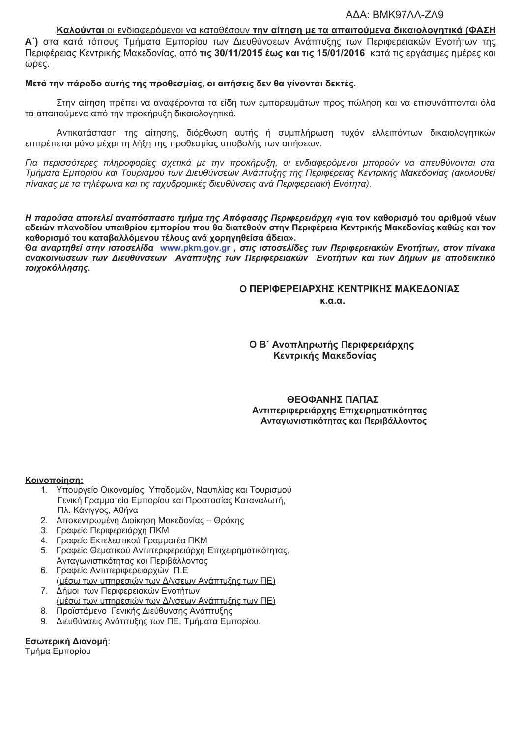ΑΔΑ: ΒΜΚ97ΛΛ-ΖΛ9

**Καλούνται** οι ενδιαφερόμενοι να καταθέσουν **την αίτηση με τα απαιτούμενα δικαιολογητικά (ΦΑΣΗ Α΄)** στα κατά τόπους Τμήματα Εμπορίου των Διευθύνσεων Ανάπτυξης των Περιφερειακών Ενοτήτων της Περιφέρειας Κεντρικής Μακεδονίας, από **τις 30/11/2015 έως και τις 15/01/2016** κατά τις εργάσιμες ημέρες και ώρες.

**Μετά την πάροδο αυτής της προθεσμίας, οι αιτήσεις δεν θα γίνονται δεκτές.**

Στην αίτηση πρέπει να αναφέρονται τα είδη των εμπορευμάτων προς πώληση και να επισυνάπτονται όλα τα απαιτούμενα από την προκήρυξη δικαιολογητικά.

Αντικατάσταση της αίτησης, διόρθωση αυτής ή συμπλήρωση τυχόν ελλειπόντων δικαιολογητικών επιτρέπεται μόνο μέχρι τη λήξη της προθεσμίας υποβολής των αιτήσεων.

*Για περισσότερες πληροφορίες σχετικά με την προκήρυξη, οι ενδιαφερόμενοι μπορούν να απευθύνονται στα Τμήματα Εμπορίου και Τουρισμού των Διευθύνσεων Ανάπτυξης της Περιφέρειας Κεντρικής Μακεδονίας (ακολουθεί πίνακας με τα τηλέφωνα και τις ταχυδρομικές διευθύνσεις ανά Περιφερειακή Ενότητα).*

***Η παρούσα αποτελεί αναπόσπαστο τμήμα της Απόφασης Περιφερειάρχη* «για τον καθορισμό του αριθμού νέων αδειών πλανοδίου υπαιθρίου εμπορίου που θα διατεθούν στην Περιφέρεια Κεντρικής Μακεδονίας καθώς και τον καθορισμό του καταβαλλόμενου τέλους ανά χορηγηθείσα άδεια».**
***Θα αναρτηθεί στην ιστοσελίδα* www.pkm.gov.gr *, στις ιστοσελίδες των Περιφερειακών Ενοτήτων, στον πίνακα ανακοινώσεων των Διευθύνσεων Ανάπτυξης των Περιφερειακών Ενοτήτων και των Δήμων με αποδεικτικό τοιχοκόλλησης.***

**Ο ΠΕΡΙΦΕΡΕΙΑΡΧΗΣ ΚΕΝΤΡΙΚΗΣ ΜΑΚΕΔΟΝΙΑΣ**
**κ.α.α.**

**Ο Β΄ Αναπληρωτής Περιφερειάρχης**
**Κεντρικής Μακεδονίας**

**ΘΕΟΦΑΝΗΣ ΠΑΠΑΣ**
**Αντιπεριφερειάρχης Επιχειρηματικότητας**
**Ανταγωνιστικότητας και Περιβάλλοντος**

**Κοινοποίηση:**

1. Υπουργείο Οικονομίας, Υποδομών, Ναυτιλίας και Τουρισμού
   Γενική Γραμματεία Εμπορίου και Προστασίας Καταναλωτή,
   Πλ. Κάνιγγος, Αθήνα
2. Αποκεντρωμένη Διοίκηση Μακεδονίας – Θράκης
3. Γραφείο Περιφερειάρχη ΠΚΜ
4. Γραφείο Εκτελεστικού Γραμματέα ΠΚΜ
5. Γραφείο Θεματικού Αντιπεριφερειάρχη Επιχειρηματικότητας,
   Ανταγωνιστικότητας και Περιβάλλοντος
6. Γραφείο Αντιπεριφερειαρχών Π.Ε
   (μέσω των υπηρεσιών των Δ/νσεων Ανάπτυξης των ΠΕ)
7. Δήμοι των Περιφερειακών Ενοτήτων
   (μέσω των υπηρεσιών των Δ/νσεων Ανάπτυξης των ΠΕ)
8. Προϊστάμενο Γενικής Διεύθυνσης Ανάπτυξης
9. Διευθύνσεις Ανάπτυξης των ΠΕ, Τμήματα Εμπορίου.

**Εσωτερική Διανομή**:
Τμήμα Εμπορίου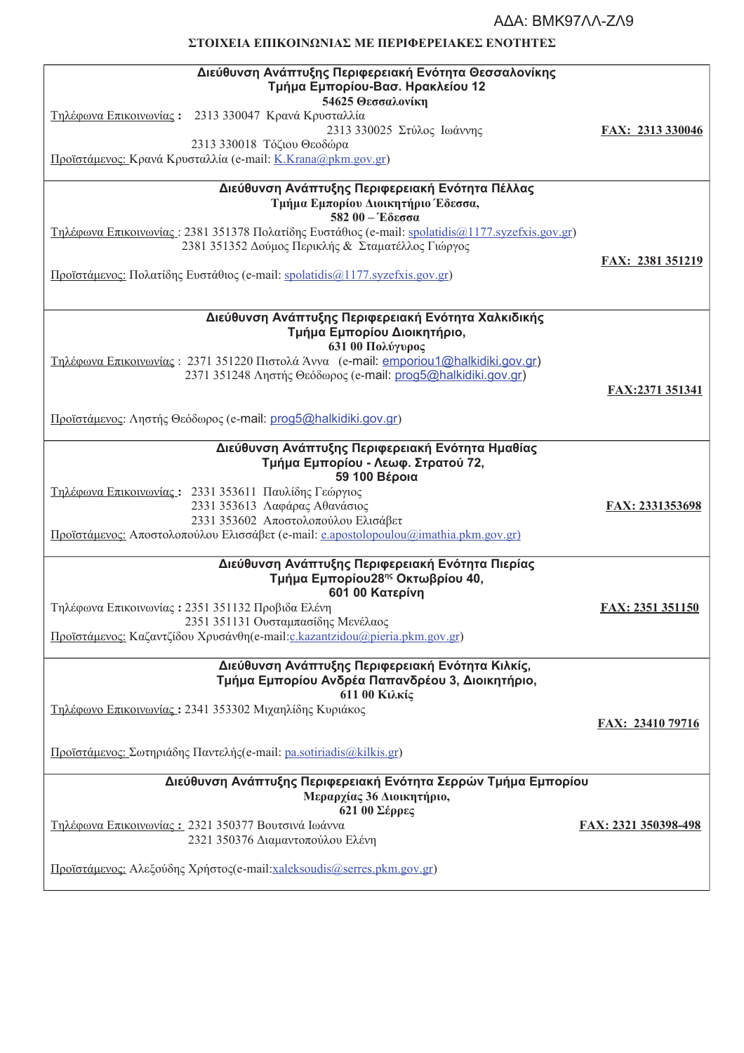ΑΔΑ: ΒΜΚ97ΛΛ-ΖΛ9

**ΣΤΟΙΧΕΙΑ ΕΠΙΚΟΙΝΩΝΙΑΣ ΜΕ ΠΕΡΙΦΕΡΕΙΑΚΕΣ ΕΝΟΤΗΤΕΣ**

| | |
|---|---|
| **Διεύθυνση Ανάπτυξης Περιφερειακή Ενότητα Θεσσαλονίκης**<br>**Τμήμα Εμπορίου-Βασ. Ηρακλείου 12**<br>**54625 Θεσσαλονίκη**<br>Τηλέφωνα Επικοινωνίας : 2313 330047 Κρανά Κρυσταλλία<br>2313 330025 Στύλος Ιωάννης<br>2313 330018 Τόζιου Θεοδώρα<br>Προϊστάμενος: Κρανά Κρυσταλλία (e-mail: K.Krana@pkm.gov.gr) | **FAX: 2313 330046** |
| **Διεύθυνση Ανάπτυξης Περιφερειακή Ενότητα Πέλλας**<br>**Τμήμα Εμπορίου Διοικητήριο Έδεσσα,**<br>**582 00 – Έδεσσα**<br>Τηλέφωνα Επικοινωνίας : 2381 351378 Πολατίδης Ευστάθιος (e-mail: spolatidis@1177.syzefxis.gov.gr)<br>2381 351352 Δούμος Περικλής & Σταματέλλος Γιώργος<br>Προϊστάμενος: Πολατίδης Ευστάθιος (e-mail: spolatidis@1177.syzefxis.gov.gr) | **FAX: 2381 351219** |
| **Διεύθυνση Ανάπτυξης Περιφερειακή Ενότητα Χαλκιδικής**<br>**Τμήμα Εμπορίου Διοικητήριο,**<br>**631 00 Πολύγυρος**<br>Τηλέφωνα Επικοινωνίας : 2371 351220 Πιστολά Άννα (e-mail: emporiou1@halkidiki.gov.gr)<br>2371 351248 Ληστής Θεόδωρος (e-mail: prog5@halkidiki.gov.gr)<br>Προϊστάμενος: Ληστής Θεόδωρος (e-mail: prog5@halkidiki.gov.gr) | **FAX:2371 351341** |
| **Διεύθυνση Ανάπτυξης Περιφερειακή Ενότητα Ημαθίας**<br>**Τμήμα Εμπορίου - Λεωφ. Στρατού 72,**<br>**59 100 Βέροια**<br>Τηλέφωνα Επικοινωνίας : 2331 353611 Παυλίδης Γεώργιος<br>2331 353613 Λαφάρας Αθανάσιος<br>2331 353602 Αποστολοπούλου Ελισάβετ<br>Προϊστάμενος: Αποστολοπούλου Ελισσάβετ (e-mail: e.apostolopoulou@imathia.pkm.gov.gr) | **FAX: 2331353698** |
| **Διεύθυνση Ανάπτυξης Περιφερειακή Ενότητα Πιερίας**<br>**Τμήμα Εμπορίου28ης Οκτωβρίου 40,**<br>**601 00 Κατερίνη**<br>Τηλέφωνα Επικοινωνίας : 2351 351132 Προβιδα Ελένη<br>2351 351131 Ουσταμπασίδης Μενέλαος<br>Προϊστάμενος: Καζαντζίδου Χρυσάνθη(e-mail:c.kazantzidou@pieria.pkm.gov.gr) | **FAX: 2351 351150** |
| **Διεύθυνση Ανάπτυξης Περιφερειακή Ενότητα Κιλκίς,**<br>**Τμήμα Εμπορίου Ανδρέα Παπανδρέου 3, Διοικητήριο,**<br>**611 00 Κιλκίς**<br>Τηλέφωνο Επικοινωνίας : 2341 353302 Μιχαηλίδης Κυριάκος<br>Προϊστάμενος: Σωτηριάδης Παντελής(e-mail: pa.sotiriadis@kilkis.gr) | **FAX: 23410 79716** |
| **Διεύθυνση Ανάπτυξης Περιφερειακή Ενότητα Σερρών Τμήμα Εμπορίου**<br>**Μεραρχίας 36 Διοικητήριο,**<br>**621 00 Σέρρες**<br>Τηλέφωνα Επικοινωνίας : 2321 350377 Βουτσινά Ιωάννα<br>2321 350376 Διαμαντοπούλου Ελένη<br>Προϊστάμενος: Αλεξούδης Χρήστος(e-mail:xaleksoudis@serres.pkm.gov.gr) | **FAX: 2321 350398-498** |